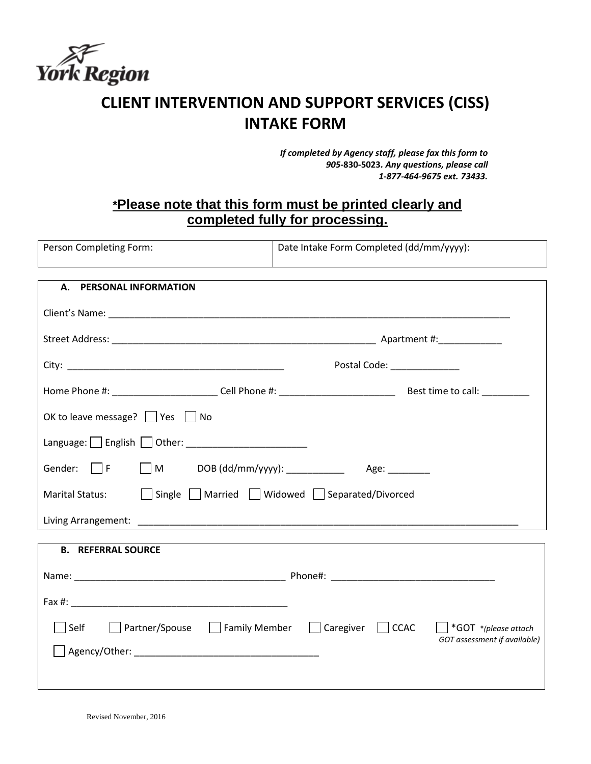York Region

# CLIENT INTERVENTION AND SUPPORT SERVICES (CISS) INTAKE FORM

*If completed by Agency staff, please fax this form to 905-***830-5023***. Any questions, please call 1-877-464-9675 ext. 73433.*

**\*Please note that this form must be printed clearly and completed fully for processing.**

| Person Completing Form: | Date Intake Form Completed (dd/mm/yyyy): |
|---|---|

**A. PERSONAL INFORMATION**

Client's Name: ______________________________________________________________________________

Street Address: ___________________________________________________ Apartment #:____________

City: __________________________________________ Postal Code: _____________

Home Phone #: ___________________ Cell Phone #: ______________________ Best time to call: _________

OK to leave message? ☐ Yes ☐ No

Language: ☐ English ☐ Other: _______________________

Gender: ☐ F ☐ M DOB (dd/mm/yyyy): ___________ Age: ________

Marital Status: ☐ Single ☐ Married ☐ Widowed ☐ Separated/Divorced

Living Arrangement: ___________________________________________________________________________

**B. REFERRAL SOURCE**

Name: _________________________________________ Phone#: _______________________________

Fax #: __________________________________________

☐ Self ☐ Partner/Spouse ☐ Family Member ☐ Caregiver ☐ CCAC ☐ \*GOT *\*(please attach GOT assessment if available)*

☐ Agency/Other: ___________________________________

Revised November, 2016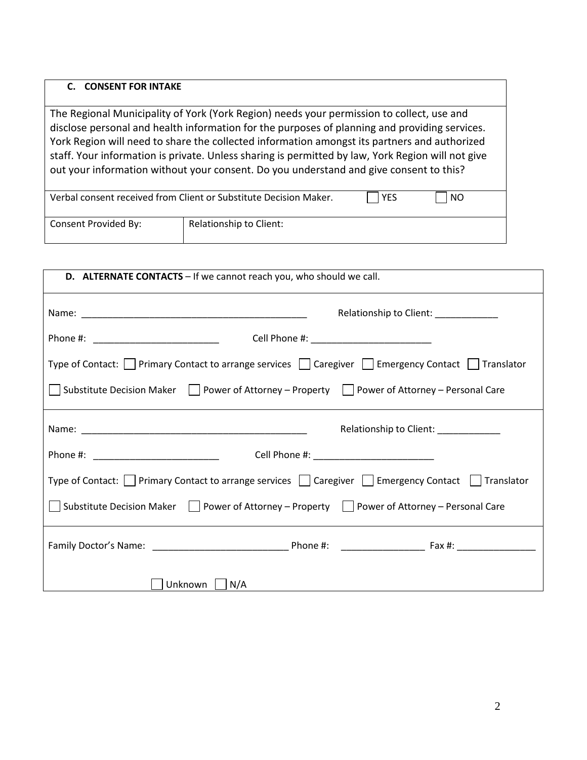| **C. CONSENT FOR INTAKE** | | |
|---|---|---|
| The Regional Municipality of York (York Region) needs your permission to collect, use and disclose personal and health information for the purposes of planning and providing services. York Region will need to share the collected information amongst its partners and authorized staff. Your information is private. Unless sharing is permitted by law, York Region will not give out your information without your consent. Do you understand and give consent to this? | | |
| Verbal consent received from Client or Substitute Decision Maker. | ☐ YES | ☐ NO |
| Consent Provided By: | Relationship to Client: | |

**D. ALTERNATE CONTACTS** – If we cannot reach you, who should we call.

Name: ____________________________________________ Relationship to Client: ____________

Phone #: ________________________ Cell Phone #: _______________________

Type of Contact: ☐ Primary Contact to arrange services ☐ Caregiver ☐ Emergency Contact ☐ Translator

☐ Substitute Decision Maker ☐ Power of Attorney – Property ☐ Power of Attorney – Personal Care

---

Name: ____________________________________________ Relationship to Client: ____________

Phone #: ________________________ Cell Phone #: _______________________

Type of Contact: ☐ Primary Contact to arrange services ☐ Caregiver ☐ Emergency Contact ☐ Translator

☐ Substitute Decision Maker ☐ Power of Attorney – Property ☐ Power of Attorney – Personal Care

---

Family Doctor's Name: __________________________ Phone #: ________________ Fax #: _______________

☐ Unknown ☐ N/A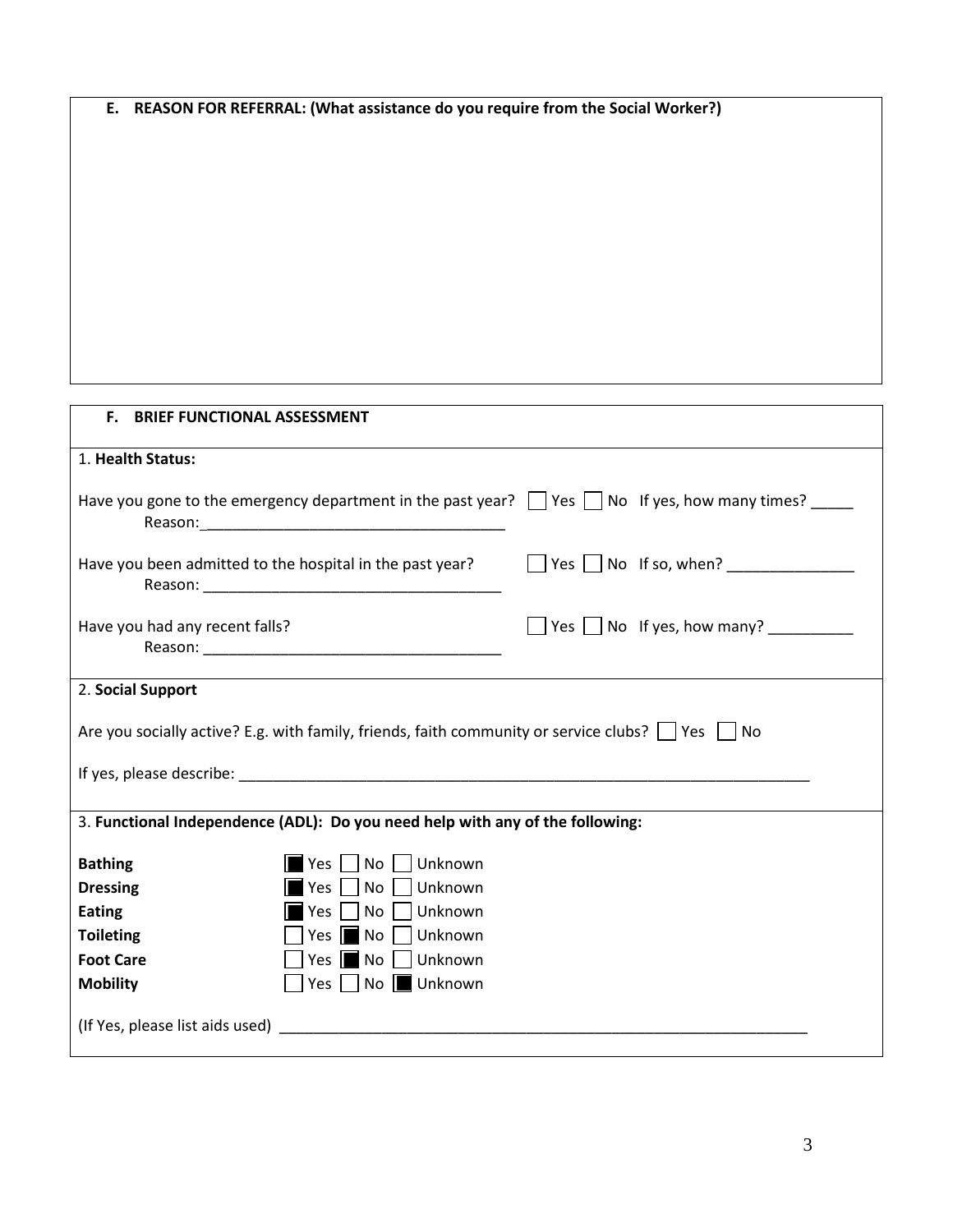**E. REASON FOR REFERRAL: (What assistance do you require from the Social Worker?)**

**F. BRIEF FUNCTIONAL ASSESSMENT**

1. **Health Status:**

Have you gone to the emergency department in the past year? ☐ Yes ☐ No If yes, how many times? _____
Reason: ____________________________________

Have you been admitted to the hospital in the past year? ☐ Yes ☐ No If so, when? _______________
Reason: ____________________________________

Have you had any recent falls? ☐ Yes ☐ No If yes, how many? __________
Reason: ____________________________________

2. **Social Support**

Are you socially active? E.g. with family, friends, faith community or service clubs? ☐ Yes ☐ No

If yes, please describe: _______________________________________________________________________

3. **Functional Independence (ADL): Do you need help with any of the following:**

| | | | |
|---|---|---|---|
| **Bathing** | ☒ Yes | ☐ No | ☐ Unknown |
| **Dressing** | ☒ Yes | ☐ No | ☐ Unknown |
| **Eating** | ☒ Yes | ☐ No | ☐ Unknown |
| **Toileting** | ☐ Yes | ☒ No | ☐ Unknown |
| **Foot Care** | ☐ Yes | ☒ No | ☐ Unknown |
| **Mobility** | ☐ Yes | ☐ No | ☒ Unknown |

(If Yes, please list aids used) _________________________________________________________________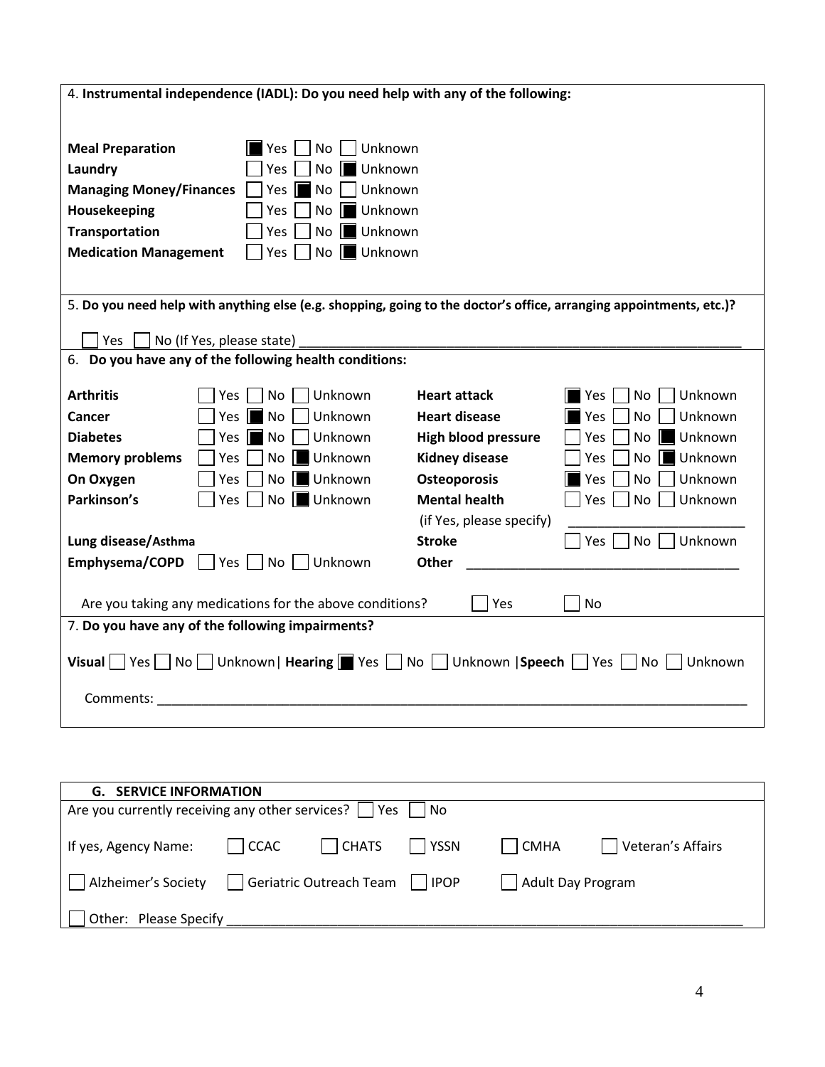**4. Instrumental independence (IADL): Do you need help with any of the following:**

| | | | |
|---|---|---|---|
| **Meal Preparation** | ☒ Yes | ☐ No | ☐ Unknown |
| **Laundry** | ☐ Yes | ☐ No | ☒ Unknown |
| **Managing Money/Finances** | ☐ Yes | ☒ No | ☐ Unknown |
| **Housekeeping** | ☐ Yes | ☐ No | ☒ Unknown |
| **Transportation** | ☐ Yes | ☐ No | ☒ Unknown |
| **Medication Management** | ☐ Yes | ☐ No | ☒ Unknown |

**5. Do you need help with anything else (e.g. shopping, going to the doctor's office, arranging appointments, etc.)?**

☐ Yes ☐ No (If Yes, please state) ______________________________

**6. Do you have any of the following health conditions:**

| Condition | Response | Condition | Response |
|---|---|---|---|
| **Arthritis** | ☐ Yes ☐ No ☐ Unknown | **Heart attack** | ☒ Yes ☐ No ☐ Unknown |
| **Cancer** | ☐ Yes ☒ No ☐ Unknown | **Heart disease** | ☒ Yes ☐ No ☐ Unknown |
| **Diabetes** | ☐ Yes ☒ No ☐ Unknown | **High blood pressure** | ☐ Yes ☐ No ☒ Unknown |
| **Memory problems** | ☐ Yes ☐ No ☒ Unknown | **Kidney disease** | ☐ Yes ☐ No ☒ Unknown |
| **On Oxygen** | ☐ Yes ☐ No ☒ Unknown | **Osteoporosis** | ☒ Yes ☐ No ☐ Unknown |
| **Parkinson's** | ☐ Yes ☐ No ☒ Unknown | **Mental health** (if Yes, please specify) | ☐ Yes ☐ No ☐ Unknown ____________ |
| **Lung disease/Asthma** | | **Stroke** | ☐ Yes ☐ No ☐ Unknown |
| **Emphysema/COPD** | ☐ Yes ☐ No ☐ Unknown | **Other** | ______________________________ |

Are you taking any medications for the above conditions? ☐ Yes ☐ No

**7. Do you have any of the following impairments?**

**Visual** ☐ Yes ☐ No ☐ Unknown | **Hearing** ☒ Yes ☐ No ☐ Unknown | **Speech** ☐ Yes ☐ No ☐ Unknown

Comments: ______________________________________________________________

## G. SERVICE INFORMATION

Are you currently receiving any other services? ☐ Yes ☐ No

If yes, Agency Name: ☐ CCAC ☐ CHATS ☐ YSSN ☐ CMHA ☐ Veteran's Affairs

☐ Alzheimer's Society ☐ Geriatric Outreach Team ☐ IPOP ☐ Adult Day Program

☐ Other: Please Specify ______________________________________________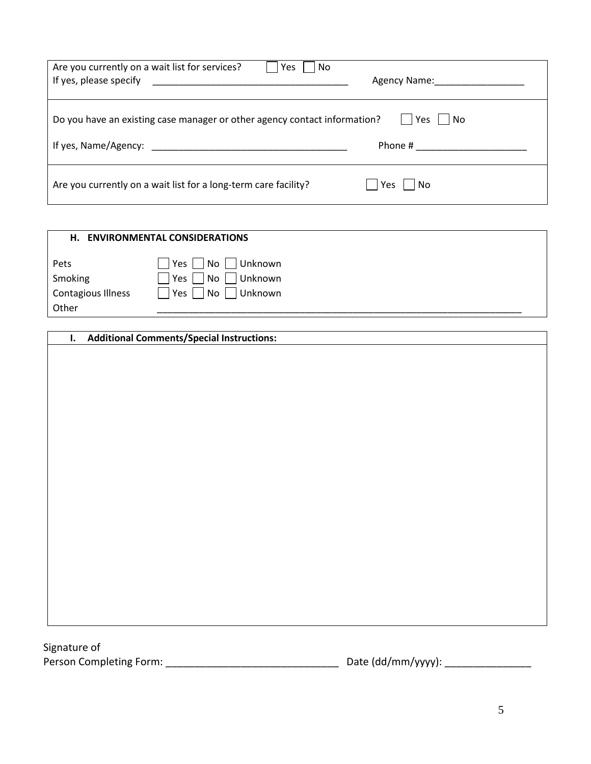Are you currently on a wait list for services? ☐ Yes ☐ No
If yes, please specify ____________________________________ Agency Name:_________________

Do you have an existing case manager or other agency contact information? ☐ Yes ☐ No

If yes, Name/Agency: ____________________________________ Phone # _____________________

Are you currently on a wait list for a long-term care facility? ☐ Yes ☐ No

## H. ENVIRONMENTAL CONSIDERATIONS

| | |
|---|---|
| Pets | ☐ Yes ☐ No ☐ Unknown |
| Smoking | ☐ Yes ☐ No ☐ Unknown |
| Contagious Illness | ☐ Yes ☐ No ☐ Unknown |
| Other | ______________________________________________________________________ |

## I. Additional Comments/Special Instructions:

Signature of
Person Completing Form: ______________________________ Date (dd/mm/yyyy): _______________